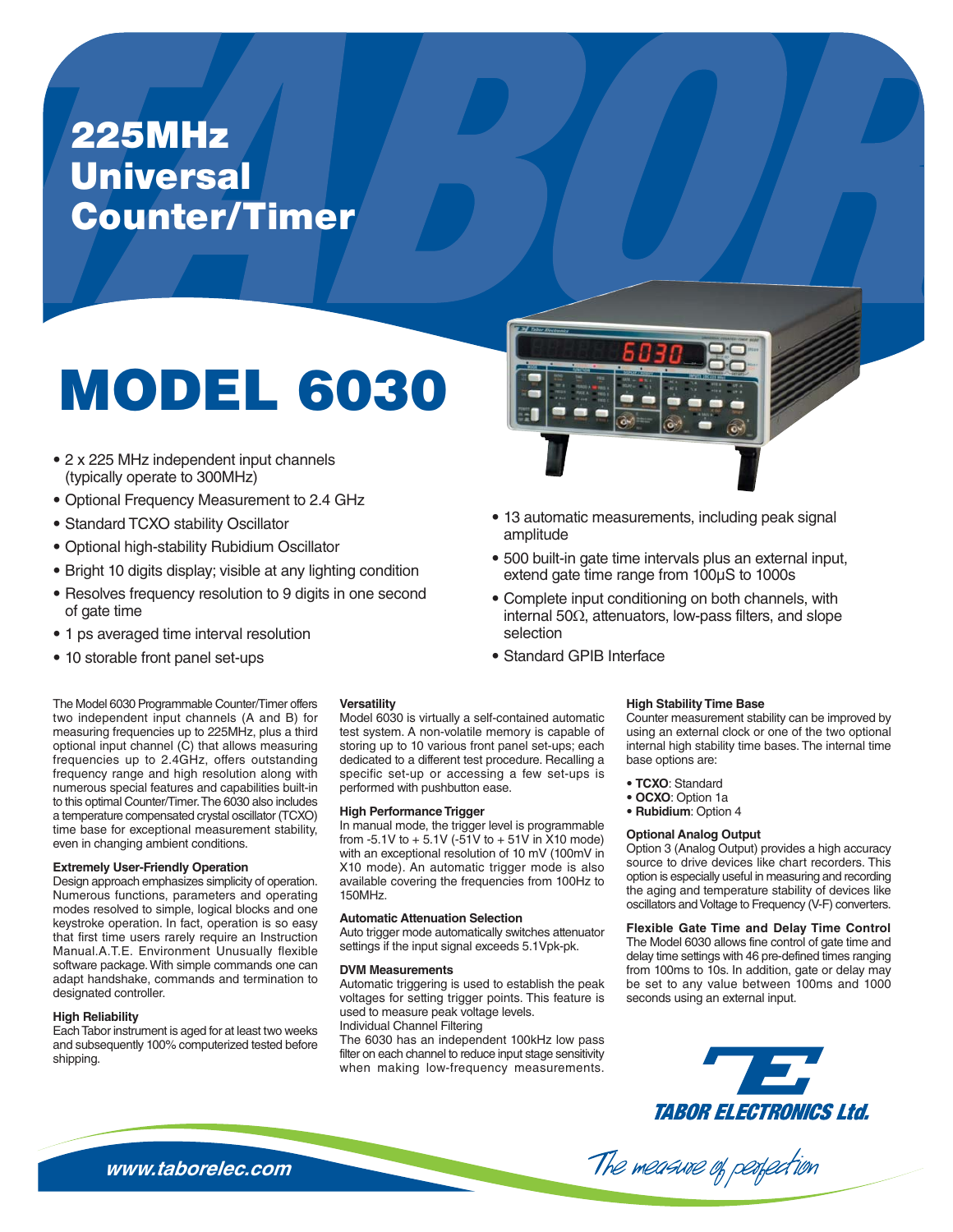# 225MHz Universal Counter/Timer

# MODEL 6030

- 2 x 225 MHz independent input channels (typically operate to 300MHz)
- Optional Frequency Measurement to 2.4 GHz
- Standard TCXO stability Oscillator
- Optional high-stability Rubidium Oscillator
- Bright 10 digits display; visible at any lighting condition
- Resolves frequency resolution to 9 digits in one second of gate time
- 1 ps averaged time interval resolution
- 10 storable front panel set-ups
- 13 automatic measurements, including peak signal amplitude
- 500 built-in gate time intervals plus an external input, extend gate time range from 100µS to 1000s
- Complete input conditioning on both channels, with internal 50Ω, attenuators, low-pass filters, and slope selection
- Standard GPIB Interface

The Model 6030 Programmable Counter/Timer offers two independent input channels (A and B) for measuring frequencies up to 225MHz, plus a third optional input channel (C) that allows measuring frequencies up to 2.4GHz, offers outstanding frequency range and high resolution along with numerous special features and capabilities built-in to this optimal Counter/Timer. The 6030 also includes a temperature compensated crystal oscillator (TCXO) time base for exceptional measurement stability, even in changing ambient conditions.

### Extremely User-Friendly Operation

Design approach emphasizes simplicity of operation. Numerous functions, parameters and operating modes resolved to simple, logical blocks and one keystroke operation. In fact, operation is so easy that first time users rarely require an Instruction Manual.A.T.E. Environment Unusually flexible software package. With simple commands one can adapt handshake, commands and termination to designated controller.

### High Reliability

Each Tabor instrument is aged for at least two weeks and subsequently 100% computerized tested before shipping.

### Versatility

Model 6030 is virtually a self-contained automatic test system. A non-volatile memory is capable of storing up to 10 various front panel set-ups; each dedicated to a different test procedure. Recalling a specific set-up or accessing a few set-ups is performed with pushbutton ease.

### High Performance Trigger

In manual mode, the trigger level is programmable from -5.1V to + 5.1V (-51V to + 51V in X10 mode) with an exceptional resolution of 10 mV (100mV in X10 mode). An automatic trigger mode is also available covering the frequencies from 100Hz to 150MHz.

### Automatic Attenuation Selection

Auto trigger mode automatically switches attenuator settings if the input signal exceeds 5.1Vpk-pk.

### DVM Measurements

Automatic triggering is used to establish the peak voltages for setting trigger points. This feature is used to measure peak voltage levels.

Individual Channel Filtering

The 6030 has an independent 100kHz low pass filter on each channel to reduce input stage sensitivity when making low-frequency measurements.

### High Stability Time Base

Counter measurement stability can be improved by using an external clock or one of the two optional internal high stability time bases. The internal time base options are:

- **TCXO**: Standard
- **OCXO**: Option 1a
- **Rubidium**: Option 4

### Optional Analog Output

Option 3 (Analog Output) provides a high accuracy source to drive devices like chart recorders. This option is especially useful in measuring and recording the aging and temperature stability of devices like oscillators and Voltage to Frequency (V-F) converters.

### Flexible Gate Time and Delay Time Control

The Model 6030 allows fine control of gate time and delay time settings with 46 pre-defined times ranging from 100ms to 10s. In addition, gate or delay may be set to any value between 100ms and 1000 seconds using an external input.

TABOR ELECTRONICS Ltd.

*The measure of perfection*

www.taborelec.com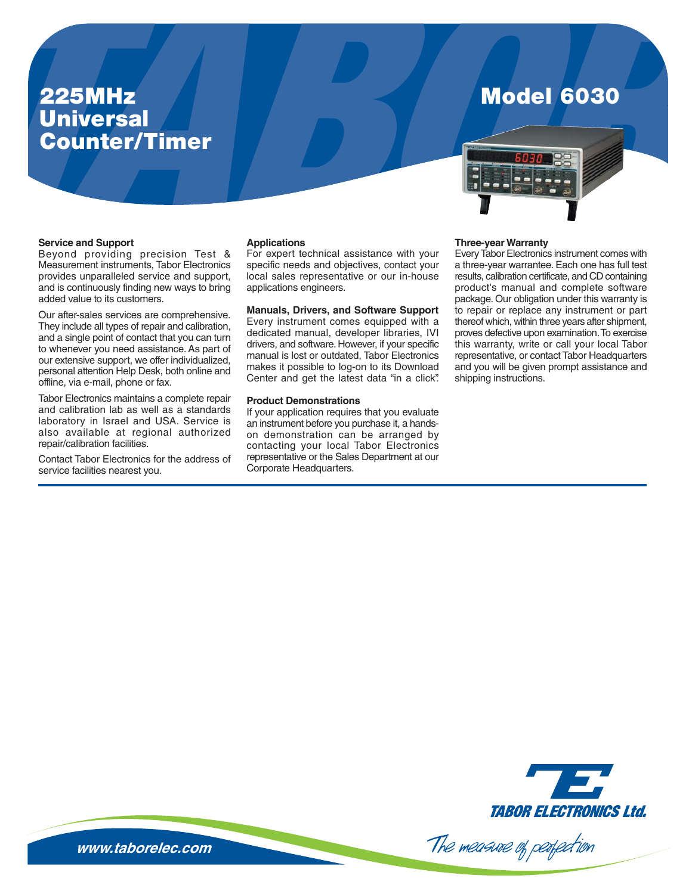# 225MHz Universal Counter/Timer

# Model 6030

### Service and Support

Beyond providing precision Test & Measurement instruments, Tabor Electronics provides unparalleled service and support, and is continuously finding new ways to bring added value to its customers.

Our after-sales services are comprehensive. They include all types of repair and calibration, and a single point of contact that you can turn to whenever you need assistance. As part of our extensive support, we offer individualized, personal attention Help Desk, both online and offline, via e-mail, phone or fax.

Tabor Electronics maintains a complete repair and calibration lab as well as a standards laboratory in Israel and USA. Service is also available at regional authorized repair/calibration facilities.

Contact Tabor Electronics for the address of service facilities nearest you.

### Applications

For expert technical assistance with your specific needs and objectives, contact your local sales representative or our in-house applications engineers.

### Manuals, Drivers, and Software Support

Every instrument comes equipped with a dedicated manual, developer libraries, IVI drivers, and software. However, if your specific manual is lost or outdated, Tabor Electronics makes it possible to log-on to its Download Center and get the latest data "in a click".

### Product Demonstrations

If your application requires that you evaluate an instrument before you purchase it, a hands-on demonstration can be arranged by contacting your local Tabor Electronics representative or the Sales Department at our Corporate Headquarters.

### Three-year Warranty

Every Tabor Electronics instrument comes with a three-year warrantee. Each one has full test results, calibration certificate, and CD containing product's manual and complete software package. Our obligation under this warranty is to repair or replace any instrument or part thereof which, within three years after shipment, proves defective upon examination. To exercise this warranty, write or call your local Tabor representative, or contact Tabor Headquarters and you will be given prompt assistance and shipping instructions.

TABOR ELECTRONICS Ltd.

The measure of perfection

www.taborelec.com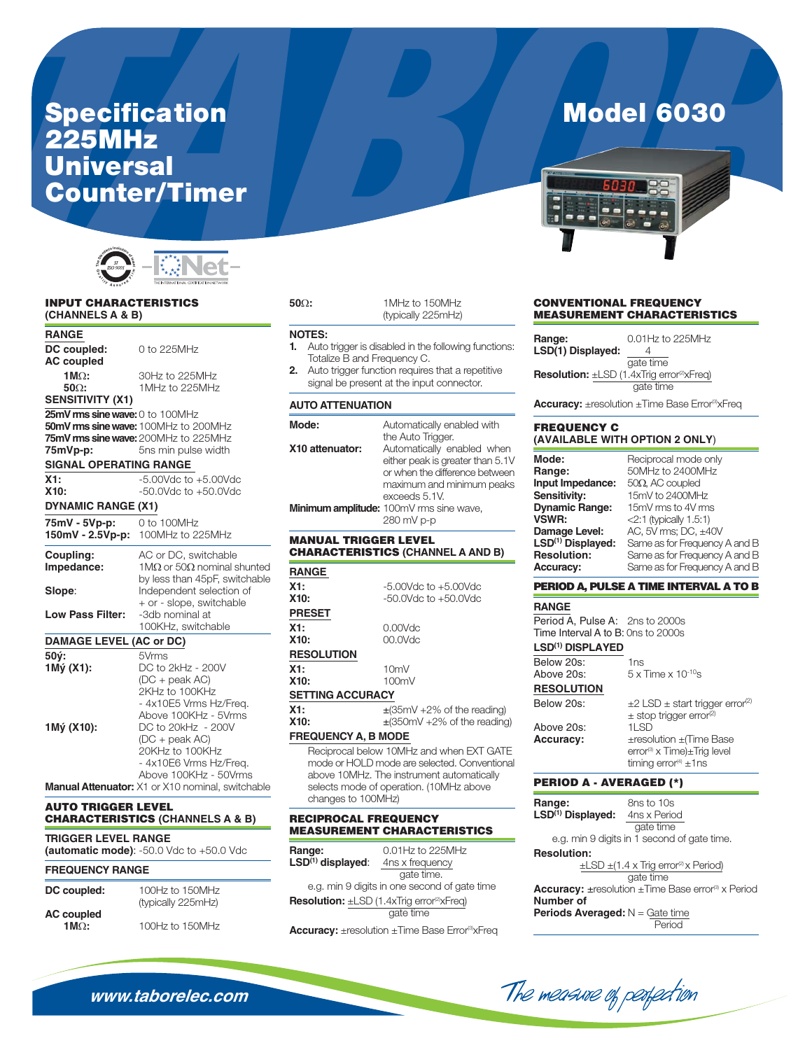# Specification 225MHz Universal Counter/Timer

# Model 6030

## INPUT CHARACTERISTICS (CHANNELS A & B)

### RANGE

| | |
|---|---|
| **DC coupled:** | 0 to 225MHz |
| **AC coupled** | |
| **1MΩ:** | 30Hz to 225MHz |
| **50Ω:** | 1MHz to 225MHz |

### SENSITIVITY (X1)

| | |
|---|---|
| **25mV rms sine wave:** | 0 to 100MHz |
| **50mV rms sine wave:** | 100MHz to 200MHz |
| **75mV rms sine wave:** | 200MHz to 225MHz |
| **75mVp-p:** | 5ns min pulse width |

### SIGNAL OPERATING RANGE

| | |
|---|---|
| **X1:** | -5.00Vdc to +5.00Vdc |
| **X10:** | -50.0Vdc to +50.0Vdc |

### DYNAMIC RANGE (X1)

| | |
|---|---|
| **75mV - 5Vp-p:** | 0 to 100MHz |
| **150mV - 2.5Vp-p:** | 100MHz to 225MHz |

| | |
|---|---|
| **Coupling:** | AC or DC, switchable |
| **Impedance:** | 1MΩ or 50Ω nominal shunted by less than 45pF, switchable |
| **Slope:** | Independent selection of + or - slope, switchable |
| **Low Pass Filter:** | -3db nominal at 100KHz, switchable |

### DAMAGE LEVEL (AC or DC)

| | |
|---|---|
| **50Ω:** | 5Vrms |
| **1MΩ (X1):** | DC to 2kHz - 200V (DC + peak AC) 2KHz to 100KHz - 4x10E5 Vrms Hz/Freq. Above 100KHz - 5Vrms |
| **1MΩ (X10):** | DC to 20kHz - 200V (DC + peak AC) 20KHz to 100KHz - 4x10E6 Vrms Hz/Freq. Above 100KHz - 50Vrms |

**Manual Attenuator:** X1 or X10 nominal, switchable

## AUTO TRIGGER LEVEL CHARACTERISTICS (CHANNELS A & B)

### TRIGGER LEVEL RANGE

**(automatic mode)**: -50.0 Vdc to +50.0 Vdc

### FREQUENCY RANGE

| | |
|---|---|
| **DC coupled:** | 100Hz to 150MHz (typically 225mHz) |
| **AC coupled** | |
| **1MΩ:** | 100Hz to 150MHz |
| **50Ω:** | 1MHz to 150MHz (typically 225mHz) |

**NOTES:**

1. Auto trigger is disabled in the following functions: Totalize B and Frequency C.
2. Auto trigger function requires that a repetitive signal be present at the input connector.

### AUTO ATTENUATION

| | |
|---|---|
| **Mode:** | Automatically enabled with the Auto Trigger. |
| **X10 attenuator:** | Automatically enabled when either peak is greater than 5.1V or when the difference between maximum and minimum peaks exceeds 5.1V. |
| **Minimum amplitude:** | 100mV rms sine wave, 280 mV p-p |

## MANUAL TRIGGER LEVEL CHARACTERISTICS (CHANNEL A AND B)

### RANGE

| | |
|---|---|
| **X1:** | -5.00Vdc to +5.00Vdc |
| **X10:** | -50.0Vdc to +50.0Vdc |

### PRESET

| | |
|---|---|
| **X1:** | 0.00Vdc |
| **X10:** | 00.0Vdc |

### RESOLUTION

| | |
|---|---|
| **X1:** | 10mV |
| **X10:** | 100mV |

### SETTING ACCURACY

| | |
|---|---|
| **X1:** | ±(35mV +2% of the reading) |
| **X10:** | ±(350mV +2% of the reading) |

### FREQUENCY A, B MODE

Reciprocal below 10MHz and when EXT GATE mode or HOLD mode are selected. Conventional above 10MHz. The instrument automatically selects mode of operation. (10MHz above changes to 100MHz)

## RECIPROCAL FREQUENCY MEASUREMENT CHARACTERISTICS

**Range:** 0.01Hz to 225MHz

**LSD[1] displayed**: $\frac{4\text{ns x frequency}}{\text{gate time.}}$

e.g. min 9 digits in one second of gate time

**Resolution:** $\pm\text{LSD } \frac{(1.4\text{xTrig error}^{(2)}\text{xFreq})}{\text{gate time}}$

**Accuracy:** ±resolution ±Time Base Error[3]xFreq

## CONVENTIONAL FREQUENCY MEASUREMENT CHARACTERISTICS

**Range:** 0.01Hz to 225MHz

**LSD(1) Displayed:** $\frac{4}{\text{gate time}}$

**Resolution:** $\pm\text{LSD } \frac{(1.4\text{xTrig error}^{(2)}\text{xFreq})}{\text{gate time}}$

**Accuracy:** ±resolution ±Time Base Error[3]xFreq

## FREQUENCY C (AVAILABLE WITH OPTION 2 ONLY)

| | |
|---|---|
| **Mode:** | Reciprocal mode only |
| **Range:** | 50MHz to 2400MHz |
| **Input Impedance:** | 50Ω, AC coupled |
| **Sensitivity:** | 15mV to 2400MHz |
| **Dynamic Range:** | 15mV rms to 4V rms |
| **VSWR:** | <2:1 (typically 1.5:1) |
| **Damage Level:** | AC, 5V rms; DC, ±40V |
| **LSD[1] Displayed:** | Same as for Frequency A and B |
| **Resolution:** | Same as for Frequency A and B |
| **Accuracy:** | Same as for Frequency A and B |

## PERIOD A, PULSE A TIME INTERVAL A TO B

### RANGE

Period A, Pulse A: 2ns to 2000s
Time Interval A to B: 0ns to 2000s

### LSD[1] DISPLAYED

| | |
|---|---|
| Below 20s: | 1ns |
| Above 20s: | $5 \times \text{Time} \times 10^{-10}$s |

### RESOLUTION

| | |
|---|---|
| Below 20s: | ±2 LSD ± start trigger error[2] ± stop trigger error[2] |
| Above 20s: | 1LSD |
| **Accuracy:** | ±resolution ±(Time Base error[3] x Time)±Trig level timing error[4] ±1ns |

## PERIOD A - AVERAGED (*)

**Range:** 8ns to 10s

**LSD[1] Displayed:** $\frac{4\text{ns x Period}}{\text{gate time}}$

e.g. min 9 digits in 1 second of gate time.

**Resolution:**

$\pm\text{LSD } \pm\frac{(1.4 \times \text{Trig error}^{(2)} \times \text{Period})}{\text{gate time}}$

**Accuracy:** ±resolution ±Time Base error[3] x Period

**Number of Periods Averaged:** $N = \frac{\text{Gate time}}{\text{Period}}$

www.taborelec.com

The measure of perfection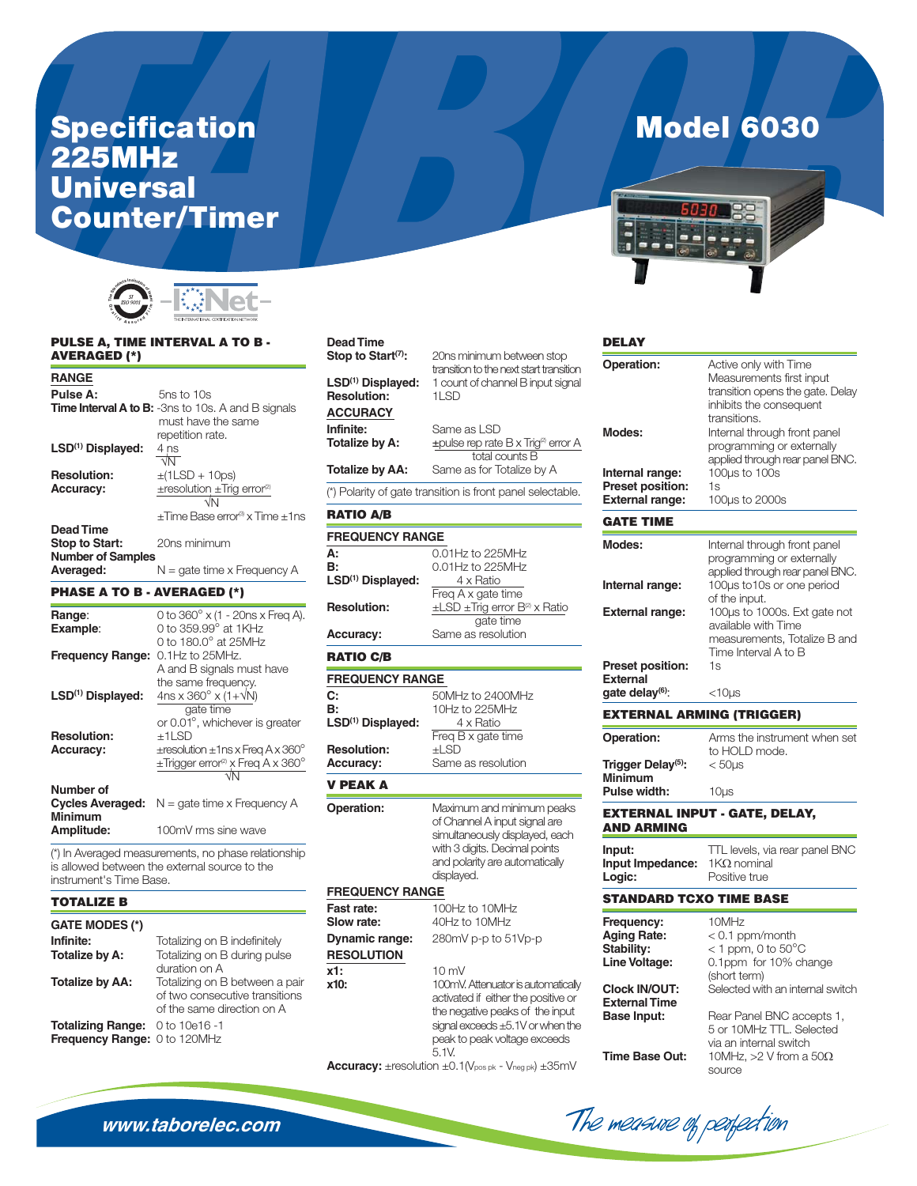# Specification 225MHz Universal Counter/Timer

# Model 6030

## PULSE A, TIME INTERVAL A TO B - AVERAGED (*)

### RANGE

| | |
|---|---|
| **Pulse A:** | 5ns to 10s |
| **Time Interval A to B:** | -3ns to 10s. A and B signals must have the same repetition rate. |
| **LSD[1] Displayed:** | $\frac{4\text{ ns}}{\sqrt{N}}$ |
| **Resolution:** | ±(1LSD + 10ps) |
| **Accuracy:** | $\pm\frac{\text{resolution} \pm \text{Trig error}^{(2)}}{\sqrt{N}}$ ±Time Base error[3] x Time ±1ns |
| **Dead Time Stop to Start:** | 20ns minimum |
| **Number of Samples Averaged:** | N = gate time x Frequency A |

## PHASE A TO B - AVERAGED (*)

| | |
|---|---|
| **Range:** | 0 to 360° x (1 - 20ns x Freq A). |
| **Example:** | 0 to 359.99° at 1KHz<br>0 to 180.0° at 25MHz |
| **Frequency Range:** | 0.1Hz to 25MHz. A and B signals must have the same frequency. |
| **LSD[1] Displayed:** | $\frac{4\text{ns} \times 360° \times (1+\sqrt{N})}{\text{gate time}}$ or 0.01°, whichever is greater |
| **Resolution:** | ±1LSD |
| **Accuracy:** | ±resolution ±1ns x Freq A x 360° $\pm\frac{\text{Trigger error}^{(2)} \times \text{Freq A} \times 360°}{\sqrt{N}}$ |
| **Number of Cycles Averaged:** | N = gate time x Frequency A |
| **Minimum Amplitude:** | 100mV rms sine wave |

(*) In Averaged measurements, no phase relationship is allowed between the external source to the instrument's Time Base.

## TOTALIZE B

### GATE MODES (*)

| | |
|---|---|
| **Infinite:** | Totalizing on B indefinitely |
| **Totalize by A:** | Totalizing on B during pulse duration on A |
| **Totalize by AA:** | Totalizing on B between a pair of two consecutive transitions of the same direction on A |
| **Totalizing Range:** | 0 to 10e16 -1 |
| **Frequency Range:** | 0 to 120MHz |
| **Dead Time Stop to Start[7]:** | 20ns minimum between stop transition to the next start transition |
| **LSD[1] Displayed:** | 1 count of channel B input signal |
| **Resolution:** | 1LSD |

### ACCURACY

| | |
|---|---|
| **Infinite:** | Same as LSD |
| **Totalize by A:** | $\pm\frac{\text{pulse rep rate B} \times \text{Trig}^{(2)} \text{ error A}}{\text{total counts B}}$ |
| **Totalize by AA:** | Same as for Totalize by A |

(*) Polarity of gate transition is front panel selectable.

## RATIO A/B

### FREQUENCY RANGE

| | |
|---|---|
| **A:** | 0.01Hz to 225MHz |
| **B:** | 0.01Hz to 225MHz |
| **LSD[1] Displayed:** | $\frac{4 \times \text{Ratio}}{\text{Freq A} \times \text{gate time}}$ |
| **Resolution:** | $\pm\text{LSD} \pm\frac{\text{Trig error B}^{(2)} \times \text{Ratio}}{\text{gate time}}$ |
| **Accuracy:** | Same as resolution |

## RATIO C/B

### FREQUENCY RANGE

| | |
|---|---|
| **C:** | 50MHz to 2400MHz |
| **B:** | 10Hz to 225MHz |
| **LSD[1] Displayed:** | $\frac{4 \times \text{Ratio}}{\text{Freq B} \times \text{gate time}}$ |
| **Resolution:** | ±LSD |
| **Accuracy:** | Same as resolution |

## V PEAK A

| | |
|---|---|
| **Operation:** | Maximum and minimum peaks of Channel A input signal are simultaneously displayed, each with 3 digits. Decimal points and polarity are automatically displayed. |

### FREQUENCY RANGE

| | |
|---|---|
| **Fast rate:** | 100Hz to 10MHz |
| **Slow rate:** | 40Hz to 10MHz |
| **Dynamic range:** | 280mV p-p to 51Vp-p |

### RESOLUTION

| | |
|---|---|
| **x1:** | 10 mV |
| **x10:** | 100mV. Attenuator is automatically activated if either the positive or the negative peaks of the input signal exceeds ±5.1V or when the peak to peak voltage exceeds 5.1V. |

**Accuracy:** ±resolution ±0.1($V_{pos\ pk}$ - $V_{neg\ pk}$) ±35mV

## DELAY

| | |
|---|---|
| **Operation:** | Active only with Time Measurements first input transition opens the gate. Delay inhibits the consequent transitions. |
| **Modes:** | Internal through front panel programming or externally applied through rear panel BNC. |
| **Internal range:** | 100µs to 100s |
| **Preset position:** | 1s |
| **External range:** | 100µs to 2000s |

## GATE TIME

| | |
|---|---|
| **Modes:** | Internal through front panel programming or externally applied through rear panel BNC. |
| **Internal range:** | 100µs to10s or one period of the input. |
| **External range:** | 100µs to 1000s. Ext gate not available with Time measurements, Totalize B and Time Interval A to B |
| **Preset position:** | 1s |
| **External gate delay[6]:** | <10µs |

## EXTERNAL ARMING (TRIGGER)

| | |
|---|---|
| **Operation:** | Arms the instrument when set to HOLD mode. |
| **Trigger Delay[5]:** | < 50µs |
| **Minimum Pulse width:** | 10µs |

## EXTERNAL INPUT - GATE, DELAY, AND ARMING

| | |
|---|---|
| **Input:** | TTL levels, via rear panel BNC |
| **Input Impedance:** | 1KΩ nominal |
| **Logic:** | Positive true |

## STANDARD TCXO TIME BASE

| | |
|---|---|
| **Frequency:** | 10MHz |
| **Aging Rate:** | < 0.1 ppm/month |
| **Stability:** | < 1 ppm, 0 to 50°C |
| **Line Voltage:** | 0.1ppm for 10% change (short term) |
| **Clock IN/OUT:** | Selected with an internal switch |
| **External Time Base Input:** | Rear Panel BNC accepts 1, 5 or 10MHz TTL. Selected via an internal switch |
| **Time Base Out:** | 10MHz, >2 V from a 50Ω source |

www.taborelec.com

*The measure of perfection*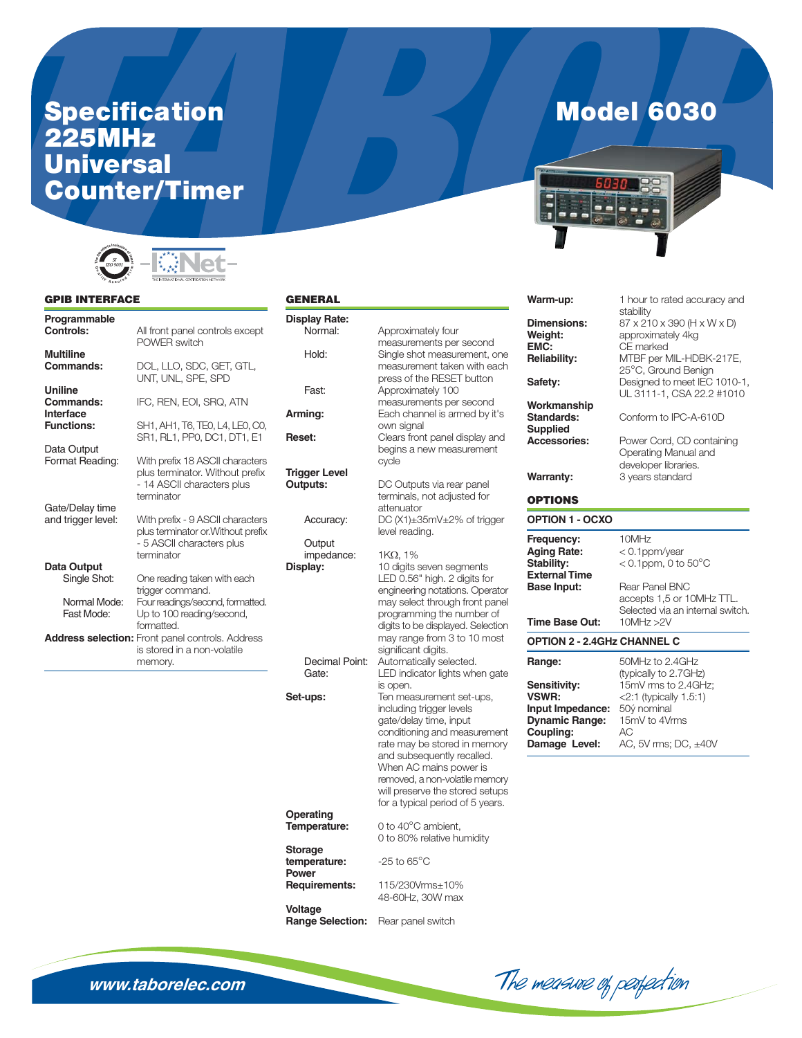# Specification 225MHz Universal Counter/Timer

# Model 6030

## GPIB INTERFACE

| | |
|---|---|
| **Programmable Controls:** | All front panel controls except POWER switch |
| **Multiline Commands:** | DCL, LLO, SDC, GET, GTL, UNT, UNL, SPE, SPD |
| **Uniline Commands:** | IFC, REN, EOI, SRQ, ATN |
| **Interface Functions:** | SH1, AH1, T6, TE0, L4, LE0, C0, SR1, RL1, PP0, DC1, DT1, E1 |
| Data Output Format Reading: | With prefix 18 ASCII characters plus terminator. Without prefix - 14 ASCII characters plus terminator |
| Gate/Delay time and trigger level: | With prefix - 9 ASCII characters plus terminator or.Without prefix - 5 ASCII characters plus terminator |
| **Data Output** | |
| Single Shot: | One reading taken with each trigger command. |
| Normal Mode: | Four readings/second, formatted. |
| Fast Mode: | Up to 100 reading/second, formatted. |
| **Address selection:** | Front panel controls. Address is stored in a non-volatile memory. |

## GENERAL

| | |
|---|---|
| **Display Rate:** | |
| Normal: | Approximately four measurements per second |
| Hold: | Single shot measurement, one measurement taken with each press of the RESET button |
| Fast: | Approximately 100 measurements per second |
| **Arming:** | Each channel is armed by it's own signal |
| **Reset:** | Clears front panel display and begins a new measurement cycle |
| **Trigger Level Outputs:** | DC Outputs via rear panel terminals, not adjusted for attenuator |
| Accuracy: | DC (X1)±35mV±2% of trigger level reading. |
| Output impedance: | 1KΩ, 1% |
| **Display:** | 10 digits seven segments LED 0.56" high. 2 digits for engineering notations. Operator may select through front panel programming the number of digits to be displayed. Selection may range from 3 to 10 most significant digits. |
| Decimal Point: | Automatically selected. |
| Gate: | LED indicator lights when gate is open. |
| **Set-ups:** | Ten measurement set-ups, including trigger levels gate/delay time, input conditioning and measurement rate may be stored in memory and subsequently recalled. When AC mains power is removed, a non-volatile memory will preserve the stored setups for a typical period of 5 years. |
| **Operating Temperature:** | 0 to 40°C ambient, 0 to 80% relative humidity |
| **Storage temperature:** | -25 to 65°C |
| **Power Requirements:** | 115/230Vrms±10% 48-60Hz, 30W max |
| **Voltage Range Selection:** | Rear panel switch |

| | |
|---|---|
| **Warm-up:** | 1 hour to rated accuracy and stability |
| **Dimensions:** | 87 x 210 x 390 (H x W x D) |
| **Weight:** | approximately 4kg |
| **EMC:** | CE marked |
| **Reliability:** | MTBF per MIL-HDBK-217E, 25°C, Ground Benign |
| **Safety:** | Designed to meet IEC 1010-1, UL 3111-1, CSA 22.2 #1010 |
| **Workmanship Standards:** | Conform to IPC-A-610D |
| **Supplied Accessories:** | Power Cord, CD containing Operating Manual and developer libraries. |
| **Warranty:** | 3 years standard |

## OPTIONS

### OPTION 1 - OCXO

| | |
|---|---|
| **Frequency:** | 10MHz |
| **Aging Rate:** | < 0.1ppm/year |
| **Stability:** | < 0.1ppm, 0 to 50°C |
| **External Time Base Input:** | Rear Panel BNC accepts 1,5 or 10MHz TTL. Selected via an internal switch. |
| **Time Base Out:** | 10MHz >2V |

### OPTION 2 - 2.4GHz CHANNEL C

| | |
|---|---|
| **Range:** | 50MHz to 2.4GHz (typically to 2.7GHz) |
| **Sensitivity:** | 15mV rms to 2.4GHz; |
| **VSWR:** | <2:1 (typically 1.5:1) |
| **Input Impedance:** | 50ý nominal |
| **Dynamic Range:** | 15mV to 4Vrms |
| **Coupling:** | AC |
| **Damage Level:** | AC, 5V rms; DC, ±40V |

*www.taborelec.com*

*The measure of perfection*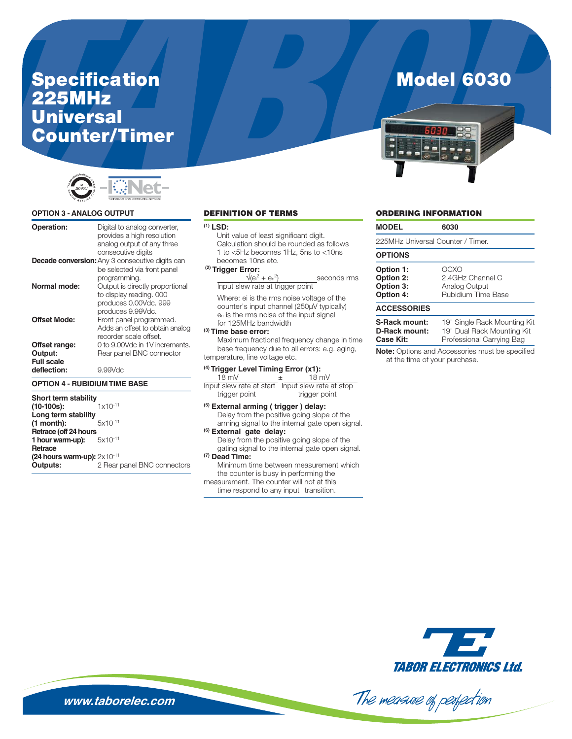# Specification 225MHz Universal Counter/Timer

# Model 6030

### OPTION 3 - ANALOG OUTPUT

| | |
|---|---|
| **Operation:** | Digital to analog converter, provides a high resolution analog output of any three consecutive digits |
| **Decade conversion:** | Any 3 consecutive digits can be selected via front panel programming. |
| **Normal mode:** | Output is directly proportional to display reading. 000 produces 0.00Vdc. 999 produces 9.99Vdc. |
| **Offset Mode:** | Front panel programmed. Adds an offset to obtain analog recorder scale offset. |
| **Offset range:** | 0 to 9.00Vdc in 1V increments. |
| **Output:** | Rear panel BNC connector |
| **Full scale deflection:** | 9.99Vdc |

### OPTION 4 - RUBIDIUM TIME BASE

| | |
|---|---|
| **Short term stability (10-100s):** | $1x10^{-11}$ |
| **Long term stability (1 month):** | $5x10^{-11}$ |
| **Retrace (off 24 hours 1 hour warm-up):** | $5x10^{-11}$ |
| **Retrace (24 hours warm-up):** | $2x10^{-11}$ |
| **Outputs:** | 2 Rear panel BNC connectors |

### DEFINITION OF TERMS

**(1) LSD:**
Unit value of least significant digit. Calculation should be rounded as follows 1 to <5Hz becomes 1Hz, 5ns to <10ns becomes 10ns etc.

**(2) Trigger Error:**

$$\frac{\sqrt{(e_i^2 + e_n^2)}}{\text{Input slew rate at trigger point}} \text{ seconds rms}$$

Where: ei is the rms noise voltage of the counter's input channel (250µV typically) $e_n$ is the rms noise of the input signal for 125MHz bandwidth

**(3) Time base error:**
Maximum fractional frequency change in time base frequency due to all errors: e.g. aging, temperature, line voltage etc.

**(4) Trigger Level Timing Error (x1):**

$$\frac{18\text{ mV}}{\text{Input slew rate at start trigger point}} \pm \frac{18\text{ mV}}{\text{Input slew rate at stop trigger point}}$$

**(5) External arming ( trigger ) delay:**
Delay from the positive going slope of the arming signal to the internal gate open signal.

**(6) External gate delay:**
Delay from the positive going slope of the gating signal to the internal gate open signal.

**(7) Dead Time:**
Minimum time between measurement which the counter is busy in performing the measurement. The counter will not at this time respond to any input transition.

### ORDERING INFORMATION

| MODEL | 6030 |
|---|---|
| 225MHz Universal Counter / Timer. | |

**OPTIONS**

| | |
|---|---|
| **Option 1:** | OCXO |
| **Option 2:** | 2.4GHz Channel C |
| **Option 3:** | Analog Output |
| **Option 4:** | Rubidium Time Base |

**ACCESSORIES**

| | |
|---|---|
| **S-Rack mount:** | 19" Single Rack Mounting Kit |
| **D-Rack mount:** | 19" Dual Rack Mounting Kit |
| **Case Kit:** | Professional Carrying Bag |

**Note:** Options and Accessories must be specified at the time of your purchase.

TABOR ELECTRONICS Ltd.

The measure of perfection

www.taborelec.com